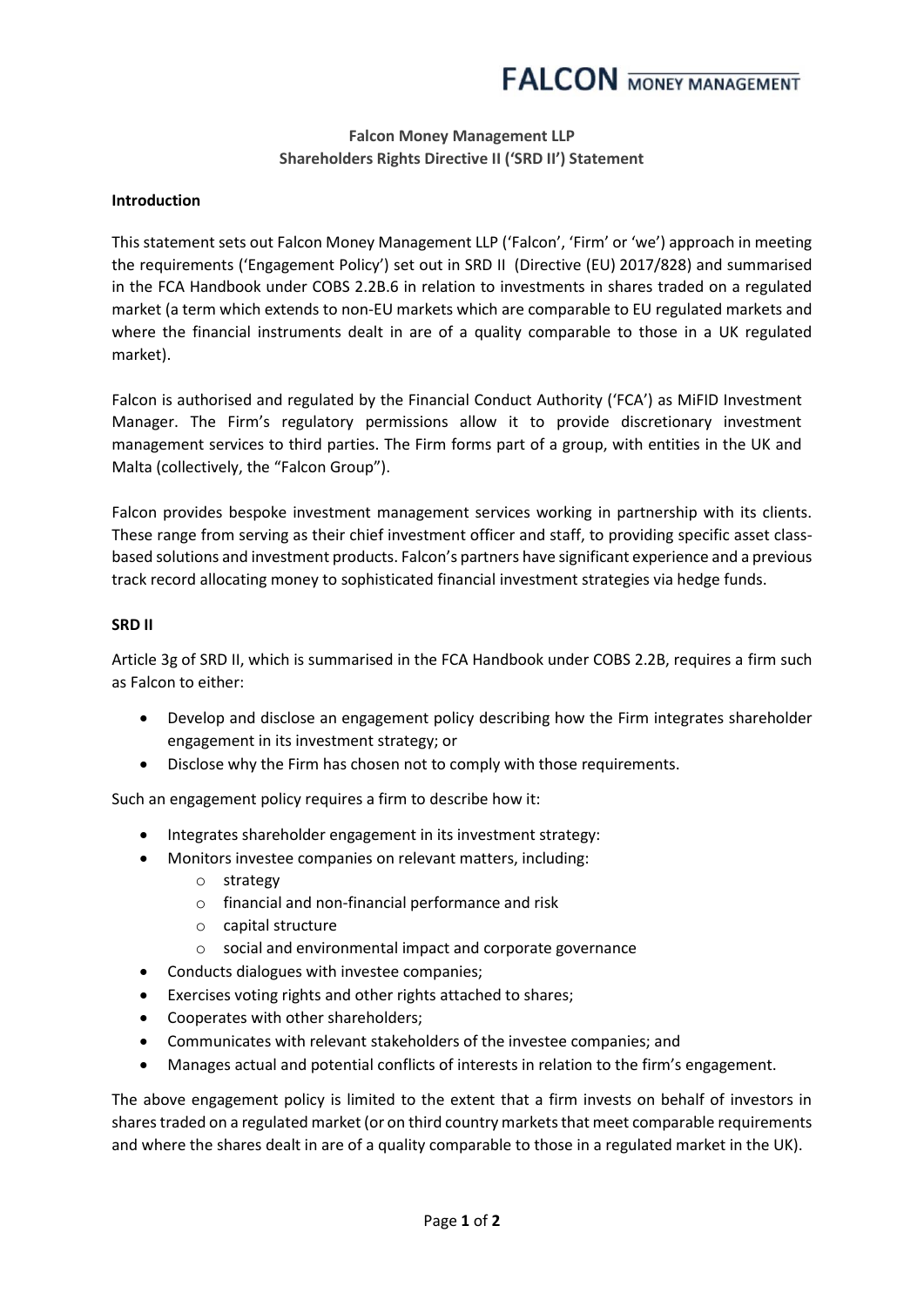**FALCON** MONEY MANAGEMENT

# Falcon Money Management LLP
## Shareholders Rights Directive II ('SRD II') Statement

### Introduction

This statement sets out Falcon Money Management LLP ('Falcon', 'Firm' or 'we') approach in meeting the requirements ('Engagement Policy') set out in SRD II (Directive (EU) 2017/828) and summarised in the FCA Handbook under COBS 2.2B.6 in relation to investments in shares traded on a regulated market (a term which extends to non-EU markets which are comparable to EU regulated markets and where the financial instruments dealt in are of a quality comparable to those in a UK regulated market).

Falcon is authorised and regulated by the Financial Conduct Authority ('FCA') as MiFID Investment Manager. The Firm's regulatory permissions allow it to provide discretionary investment management services to third parties. The Firm forms part of a group, with entities in the UK and Malta (collectively, the "Falcon Group").

Falcon provides bespoke investment management services working in partnership with its clients. These range from serving as their chief investment officer and staff, to providing specific asset class-based solutions and investment products. Falcon's partners have significant experience and a previous track record allocating money to sophisticated financial investment strategies via hedge funds.

### SRD II

Article 3g of SRD II, which is summarised in the FCA Handbook under COBS 2.2B, requires a firm such as Falcon to either:

- Develop and disclose an engagement policy describing how the Firm integrates shareholder engagement in its investment strategy; or
- Disclose why the Firm has chosen not to comply with those requirements.

Such an engagement policy requires a firm to describe how it:

- Integrates shareholder engagement in its investment strategy:
- Monitors investee companies on relevant matters, including:
  - strategy
  - financial and non-financial performance and risk
  - capital structure
  - social and environmental impact and corporate governance
- Conducts dialogues with investee companies;
- Exercises voting rights and other rights attached to shares;
- Cooperates with other shareholders;
- Communicates with relevant stakeholders of the investee companies; and
- Manages actual and potential conflicts of interests in relation to the firm's engagement.

The above engagement policy is limited to the extent that a firm invests on behalf of investors in shares traded on a regulated market (or on third country markets that meet comparable requirements and where the shares dealt in are of a quality comparable to those in a regulated market in the UK).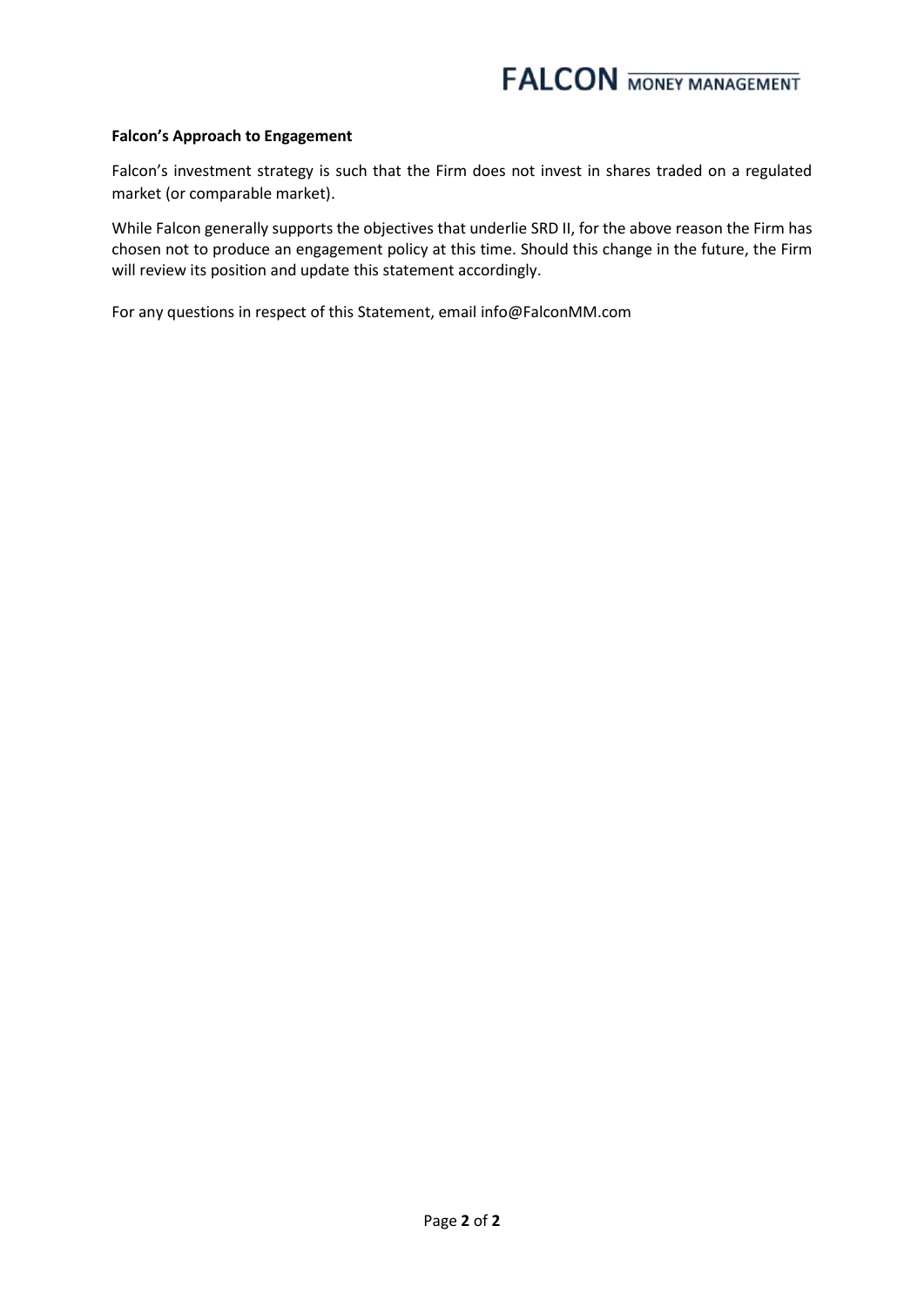**Falcon's Approach to Engagement**

Falcon's investment strategy is such that the Firm does not invest in shares traded on a regulated market (or comparable market).

While Falcon generally supports the objectives that underlie SRD II, for the above reason the Firm has chosen not to produce an engagement policy at this time. Should this change in the future, the Firm will review its position and update this statement accordingly.

For any questions in respect of this Statement, email info@FalconMM.com